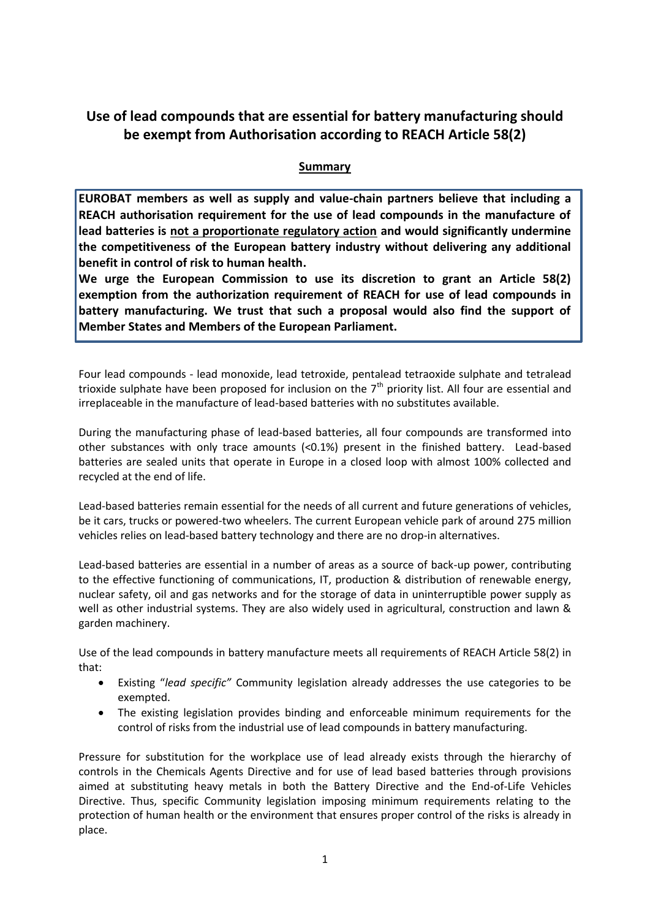# Use of lead compounds that are essential for battery manufacturing should be exempt from Authorisation according to REACH Article 58(2)

## Summary

**EUROBAT members as well as supply and value-chain partners believe that including a REACH authorisation requirement for the use of lead compounds in the manufacture of lead batteries is <u>not a proportionate regulatory action</u> and would significantly undermine the competitiveness of the European battery industry without delivering any additional benefit in control of risk to human health.**

**We urge the European Commission to use its discretion to grant an Article 58(2) exemption from the authorization requirement of REACH for use of lead compounds in battery manufacturing. We trust that such a proposal would also find the support of Member States and Members of the European Parliament.**

Four lead compounds - lead monoxide, lead tetroxide, pentalead tetraoxide sulphate and tetralead trioxide sulphate have been proposed for inclusion on the 7th priority list. All four are essential and irreplaceable in the manufacture of lead-based batteries with no substitutes available.

During the manufacturing phase of lead-based batteries, all four compounds are transformed into other substances with only trace amounts (<0.1%) present in the finished battery. Lead-based batteries are sealed units that operate in Europe in a closed loop with almost 100% collected and recycled at the end of life.

Lead-based batteries remain essential for the needs of all current and future generations of vehicles, be it cars, trucks or powered-two wheelers. The current European vehicle park of around 275 million vehicles relies on lead-based battery technology and there are no drop-in alternatives.

Lead-based batteries are essential in a number of areas as a source of back-up power, contributing to the effective functioning of communications, IT, production & distribution of renewable energy, nuclear safety, oil and gas networks and for the storage of data in uninterruptible power supply as well as other industrial systems. They are also widely used in agricultural, construction and lawn & garden machinery.

Use of the lead compounds in battery manufacture meets all requirements of REACH Article 58(2) in that:

- Existing "*lead specific"* Community legislation already addresses the use categories to be exempted.
- The existing legislation provides binding and enforceable minimum requirements for the control of risks from the industrial use of lead compounds in battery manufacturing.

Pressure for substitution for the workplace use of lead already exists through the hierarchy of controls in the Chemicals Agents Directive and for use of lead based batteries through provisions aimed at substituting heavy metals in both the Battery Directive and the End-of-Life Vehicles Directive. Thus, specific Community legislation imposing minimum requirements relating to the protection of human health or the environment that ensures proper control of the risks is already in place.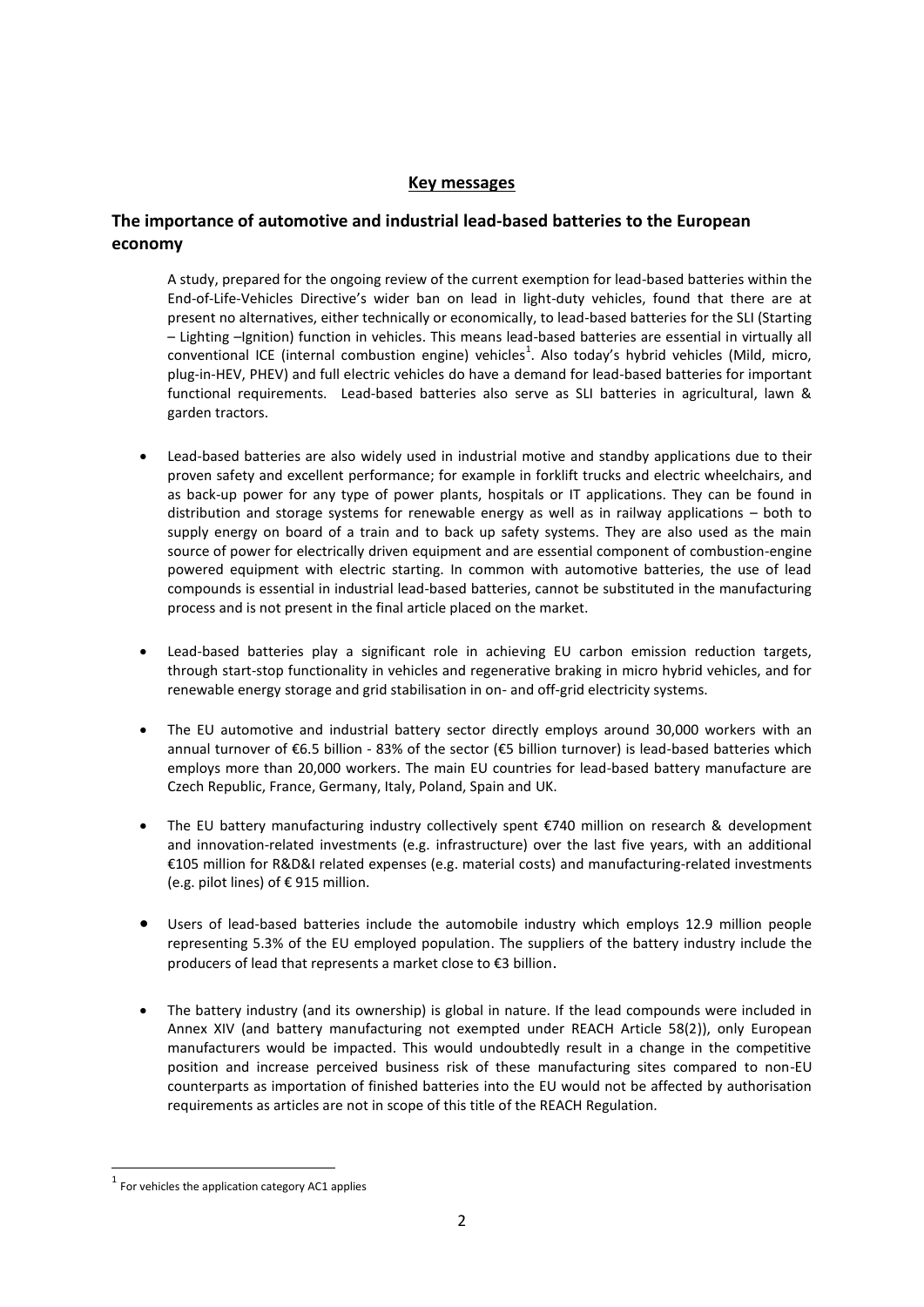## Key messages

### The importance of automotive and industrial lead-based batteries to the European economy

A study, prepared for the ongoing review of the current exemption for lead-based batteries within the End-of-Life-Vehicles Directive's wider ban on lead in light-duty vehicles, found that there are at present no alternatives, either technically or economically, to lead-based batteries for the SLI (Starting – Lighting –Ignition) function in vehicles. This means lead-based batteries are essential in virtually all conventional ICE (internal combustion engine) vehicles[1]. Also today's hybrid vehicles (Mild, micro, plug-in-HEV, PHEV) and full electric vehicles do have a demand for lead-based batteries for important functional requirements. Lead-based batteries also serve as SLI batteries in agricultural, lawn & garden tractors.

- Lead-based batteries are also widely used in industrial motive and standby applications due to their proven safety and excellent performance; for example in forklift trucks and electric wheelchairs, and as back-up power for any type of power plants, hospitals or IT applications. They can be found in distribution and storage systems for renewable energy as well as in railway applications – both to supply energy on board of a train and to back up safety systems. They are also used as the main source of power for electrically driven equipment and are essential component of combustion-engine powered equipment with electric starting. In common with automotive batteries, the use of lead compounds is essential in industrial lead-based batteries, cannot be substituted in the manufacturing process and is not present in the final article placed on the market.

- Lead-based batteries play a significant role in achieving EU carbon emission reduction targets, through start-stop functionality in vehicles and regenerative braking in micro hybrid vehicles, and for renewable energy storage and grid stabilisation in on- and off-grid electricity systems.

- The EU automotive and industrial battery sector directly employs around 30,000 workers with an annual turnover of €6.5 billion - 83% of the sector (€5 billion turnover) is lead-based batteries which employs more than 20,000 workers. The main EU countries for lead-based battery manufacture are Czech Republic, France, Germany, Italy, Poland, Spain and UK.

- The EU battery manufacturing industry collectively spent €740 million on research & development and innovation-related investments (e.g. infrastructure) over the last five years, with an additional €105 million for R&D&I related expenses (e.g. material costs) and manufacturing-related investments (e.g. pilot lines) of € 915 million.

- Users of lead-based batteries include the automobile industry which employs 12.9 million people representing 5.3% of the EU employed population. The suppliers of the battery industry include the producers of lead that represents a market close to €3 billion.

- The battery industry (and its ownership) is global in nature. If the lead compounds were included in Annex XIV (and battery manufacturing not exempted under REACH Article 58(2)), only European manufacturers would be impacted. This would undoubtedly result in a change in the competitive position and increase perceived business risk of these manufacturing sites compared to non-EU counterparts as importation of finished batteries into the EU would not be affected by authorisation requirements as articles are not in scope of this title of the REACH Regulation.

[1] For vehicles the application category AC1 applies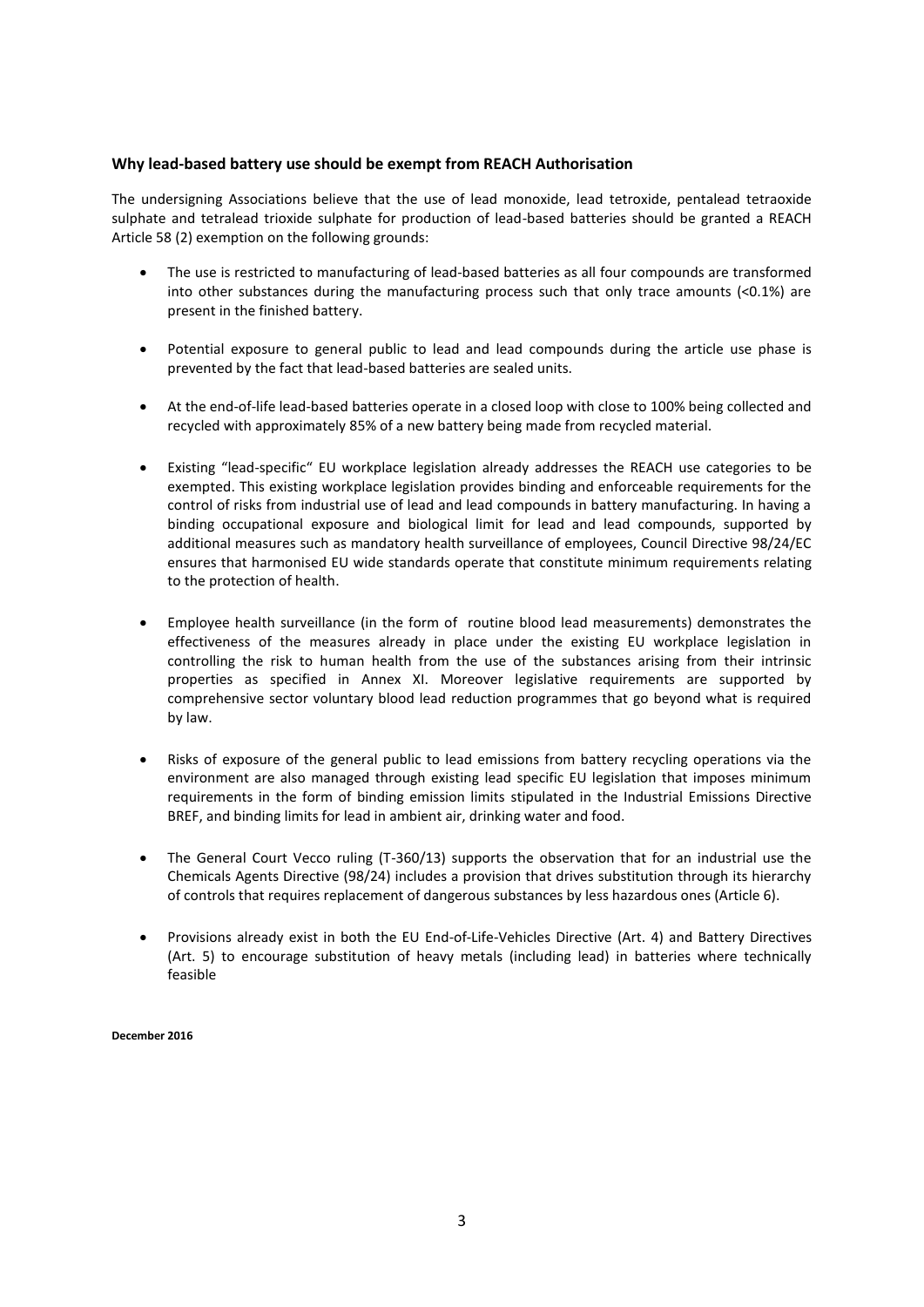### Why lead-based battery use should be exempt from REACH Authorisation

The undersigning Associations believe that the use of lead monoxide, lead tetroxide, pentalead tetraoxide sulphate and tetralead trioxide sulphate for production of lead-based batteries should be granted a REACH Article 58 (2) exemption on the following grounds:

- The use is restricted to manufacturing of lead-based batteries as all four compounds are transformed into other substances during the manufacturing process such that only trace amounts (<0.1%) are present in the finished battery.

- Potential exposure to general public to lead and lead compounds during the article use phase is prevented by the fact that lead-based batteries are sealed units.

- At the end-of-life lead-based batteries operate in a closed loop with close to 100% being collected and recycled with approximately 85% of a new battery being made from recycled material.

- Existing "lead-specific" EU workplace legislation already addresses the REACH use categories to be exempted. This existing workplace legislation provides binding and enforceable requirements for the control of risks from industrial use of lead and lead compounds in battery manufacturing. In having a binding occupational exposure and biological limit for lead and lead compounds, supported by additional measures such as mandatory health surveillance of employees, Council Directive 98/24/EC ensures that harmonised EU wide standards operate that constitute minimum requirements relating to the protection of health.

- Employee health surveillance (in the form of routine blood lead measurements) demonstrates the effectiveness of the measures already in place under the existing EU workplace legislation in controlling the risk to human health from the use of the substances arising from their intrinsic properties as specified in Annex XI. Moreover legislative requirements are supported by comprehensive sector voluntary blood lead reduction programmes that go beyond what is required by law.

- Risks of exposure of the general public to lead emissions from battery recycling operations via the environment are also managed through existing lead specific EU legislation that imposes minimum requirements in the form of binding emission limits stipulated in the Industrial Emissions Directive BREF, and binding limits for lead in ambient air, drinking water and food.

- The General Court Vecco ruling (T-360/13) supports the observation that for an industrial use the Chemicals Agents Directive (98/24) includes a provision that drives substitution through its hierarchy of controls that requires replacement of dangerous substances by less hazardous ones (Article 6).

- Provisions already exist in both the EU End-of-Life-Vehicles Directive (Art. 4) and Battery Directives (Art. 5) to encourage substitution of heavy metals (including lead) in batteries where technically feasible

**December 2016**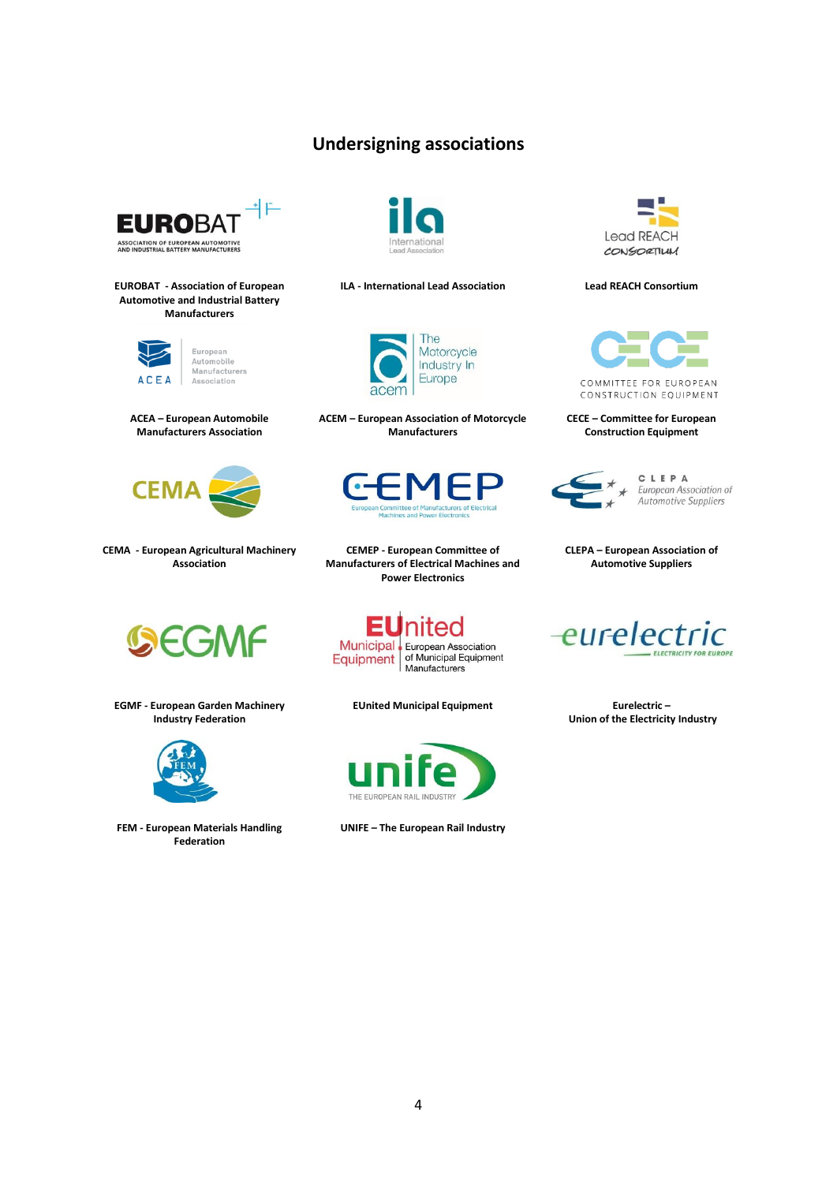## Undersigning associations

**EUROBAT - Association of European Automotive and Industrial Battery Manufacturers**

**ILA - International Lead Association**

**Lead REACH Consortium**

**ACEA – European Automobile Manufacturers Association**

**ACEM – European Association of Motorcycle Manufacturers**

**CECE – Committee for European Construction Equipment**

**CEMA - European Agricultural Machinery Association**

**CEMEP - European Committee of Manufacturers of Electrical Machines and Power Electronics**

**CLEPA – European Association of Automotive Suppliers**

**EGMF - European Garden Machinery Industry Federation**

**EUnited Municipal Equipment**

**Eurelectric – Union of the Electricity Industry**

**FEM - European Materials Handling Federation**

**UNIFE – The European Rail Industry**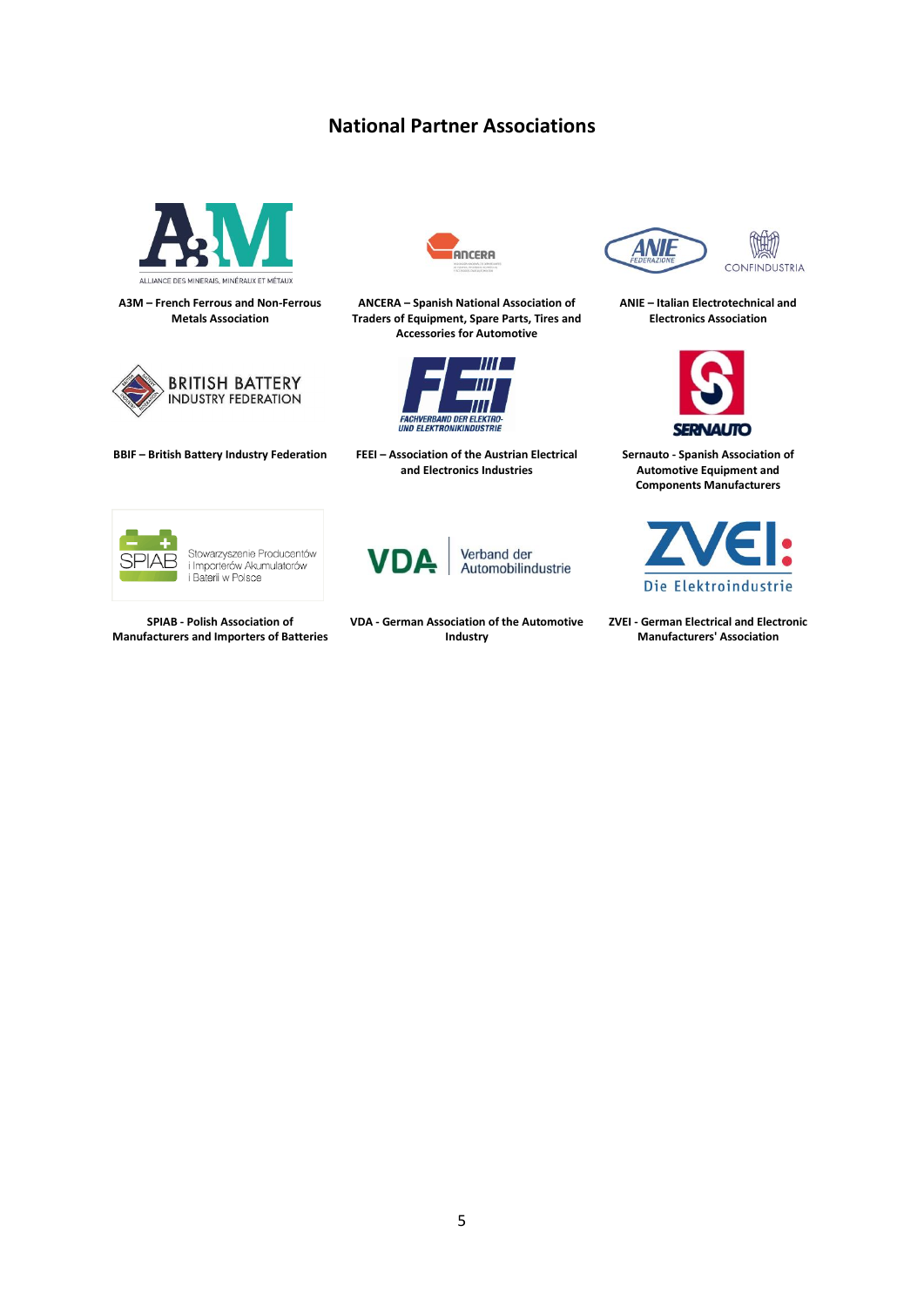# National Partner Associations

**A3M – French Ferrous and Non-Ferrous Metals Association**

**ANCERA – Spanish National Association of Traders of Equipment, Spare Parts, Tires and Accessories for Automotive**

**ANIE – Italian Electrotechnical and Electronics Association**

**BBIF – British Battery Industry Federation**

**FEEI – Association of the Austrian Electrical and Electronics Industries**

**Sernauto - Spanish Association of Automotive Equipment and Components Manufacturers**

**SPIAB - Polish Association of Manufacturers and Importers of Batteries**

**VDA - German Association of the Automotive Industry**

**ZVEI - German Electrical and Electronic Manufacturers' Association**